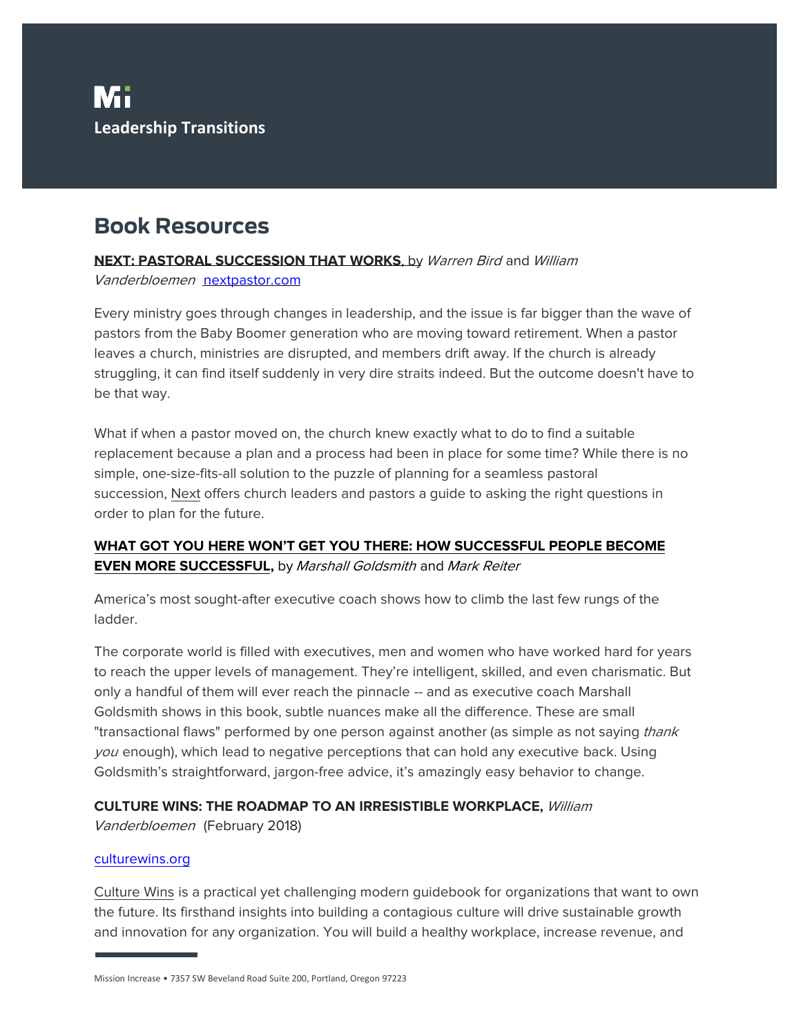# Leadership Transitions

## Book Resources

**NEXT: PASTORAL SUCCESSION THAT WORKS**, by *Warren Bird* and *William Vanderbloemen* nextpastor.com

Every ministry goes through changes in leadership, and the issue is far bigger than the wave of pastors from the Baby Boomer generation who are moving toward retirement. When a pastor leaves a church, ministries are disrupted, and members drift away. If the church is already struggling, it can find itself suddenly in very dire straits indeed. But the outcome doesn't have to be that way.

What if when a pastor moved on, the church knew exactly what to do to find a suitable replacement because a plan and a process had been in place for some time? While there is no simple, one-size-fits-all solution to the puzzle of planning for a seamless pastoral succession, Next offers church leaders and pastors a guide to asking the right questions in order to plan for the future.

**WHAT GOT YOU HERE WON'T GET YOU THERE: HOW SUCCESSFUL PEOPLE BECOME EVEN MORE SUCCESSFUL,** by *Marshall Goldsmith* and *Mark Reiter*

America's most sought-after executive coach shows how to climb the last few rungs of the ladder.

The corporate world is filled with executives, men and women who have worked hard for years to reach the upper levels of management. They're intelligent, skilled, and even charismatic. But only a handful of them will ever reach the pinnacle -- and as executive coach Marshall Goldsmith shows in this book, subtle nuances make all the difference. These are small "transactional flaws" performed by one person against another (as simple as not saying *thank you* enough), which lead to negative perceptions that can hold any executive back. Using Goldsmith's straightforward, jargon-free advice, it's amazingly easy behavior to change.

**CULTURE WINS: THE ROADMAP TO AN IRRESISTIBLE WORKPLACE,** *William Vanderbloemen* (February 2018)

culturewins.org

Culture Wins is a practical yet challenging modern guidebook for organizations that want to own the future. Its firsthand insights into building a contagious culture will drive sustainable growth and innovation for any organization. You will build a healthy workplace, increase revenue, and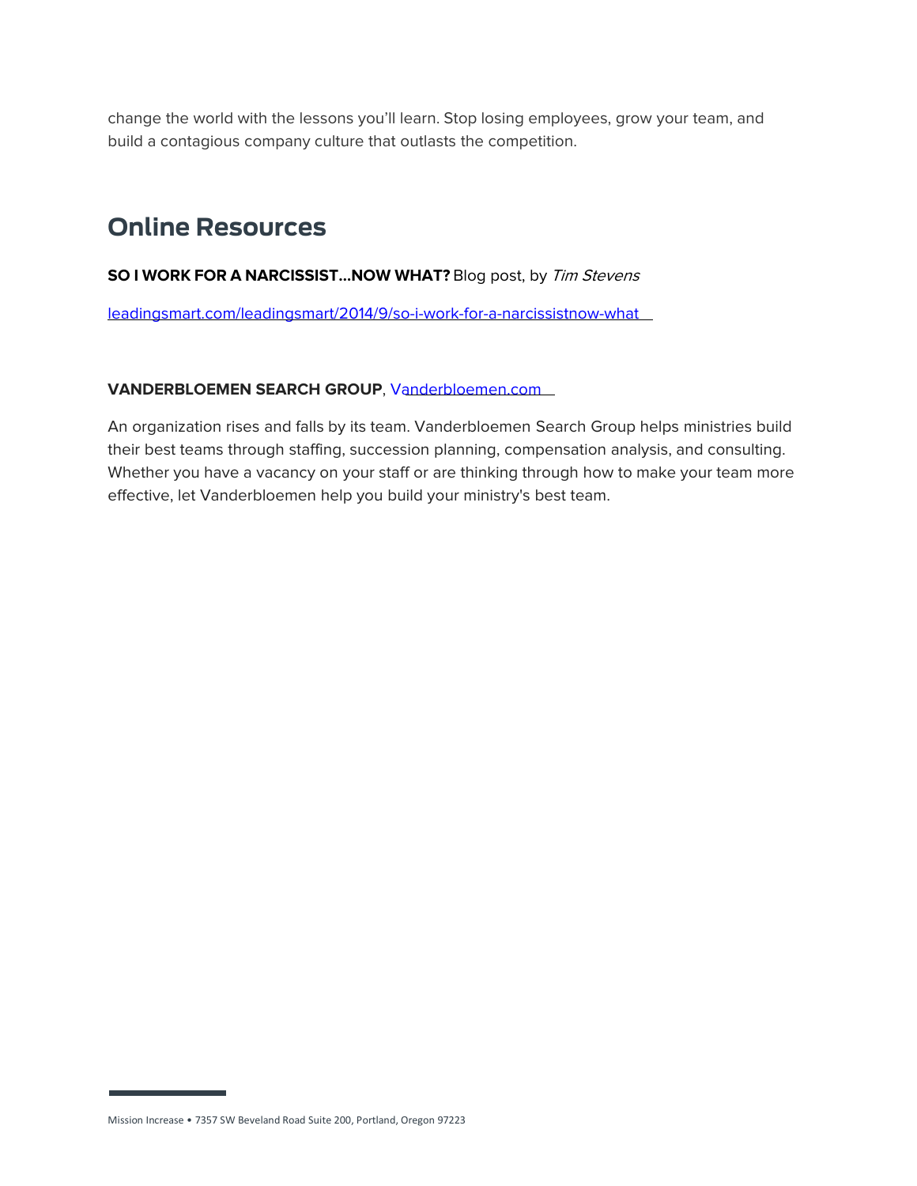change the world with the lessons you'll learn. Stop losing employees, grow your team, and build a contagious company culture that outlasts the competition.

## Online Resources

**SO I WORK FOR A NARCISSIST...NOW WHAT?** Blog post, by *Tim Stevens*

leadingsmart.com/leadingsmart/2014/9/so-i-work-for-a-narcissistnow-what

**VANDERBLOEMEN SEARCH GROUP**, Vanderbloemen.com

An organization rises and falls by its team. Vanderbloemen Search Group helps ministries build their best teams through staffing, succession planning, compensation analysis, and consulting. Whether you have a vacancy on your staff or are thinking through how to make your team more effective, let Vanderbloemen help you build your ministry's best team.